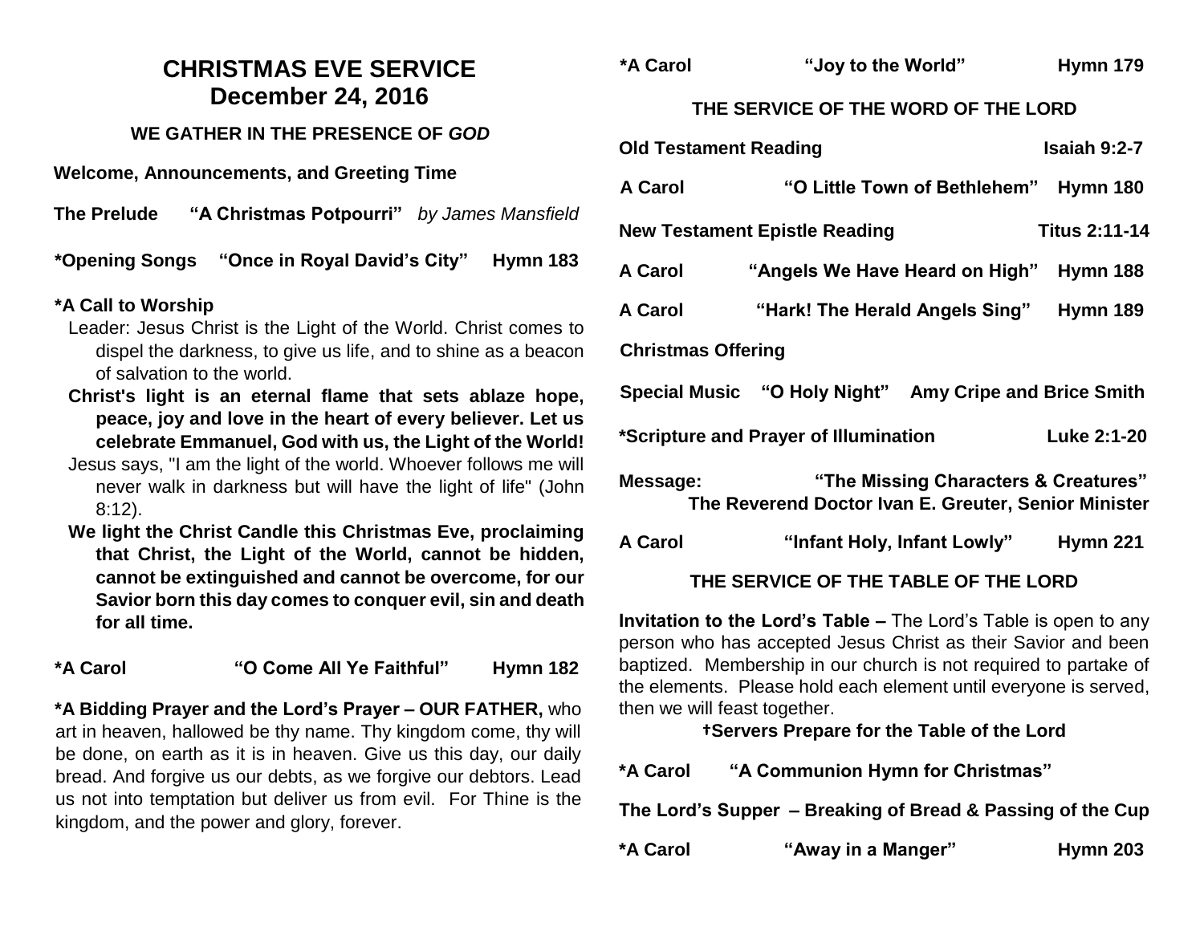# CHRISTMAS EVE SERVICE
# December 24, 2016

### WE GATHER IN THE PRESENCE OF *GOD*

**Welcome, Announcements, and Greeting Time**

**The Prelude** **"A Christmas Potpourri"** *by James Mansfield*

**\*Opening Songs** **"Once in Royal David's City"** **Hymn 183**

**\*A Call to Worship**

Leader: Jesus Christ is the Light of the World. Christ comes to dispel the darkness, to give us life, and to shine as a beacon of salvation to the world.

**Christ's light is an eternal flame that sets ablaze hope, peace, joy and love in the heart of every believer. Let us celebrate Emmanuel, God with us, the Light of the World!**

Jesus says, "I am the light of the world. Whoever follows me will never walk in darkness but will have the light of life" (John 8:12).

**We light the Christ Candle this Christmas Eve, proclaiming that Christ, the Light of the World, cannot be hidden, cannot be extinguished and cannot be overcome, for our Savior born this day comes to conquer evil, sin and death for all time.**

**\*A Carol** **"O Come All Ye Faithful"** **Hymn 182**

**\*A Bidding Prayer and the Lord's Prayer – OUR FATHER,** who art in heaven, hallowed be thy name. Thy kingdom come, thy will be done, on earth as it is in heaven. Give us this day, our daily bread. And forgive us our debts, as we forgive our debtors. Lead us not into temptation but deliver us from evil. For Thine is the kingdom, and the power and glory, forever.

**\*A Carol** **"Joy to the World"** **Hymn 179**

### THE SERVICE OF THE WORD OF THE LORD

**Old Testament Reading** **Isaiah 9:2-7**

**A Carol** **"O Little Town of Bethlehem"** **Hymn 180**

**New Testament Epistle Reading** **Titus 2:11-14**

**A Carol** **"Angels We Have Heard on High"** **Hymn 188**

**A Carol** **"Hark! The Herald Angels Sing"** **Hymn 189**

**Christmas Offering**

**Special Music** **"O Holy Night"** **Amy Cripe and Brice Smith**

**\*Scripture and Prayer of Illumination** **Luke 2:1-20**

**Message:** **"The Missing Characters & Creatures"**
**The Reverend Doctor Ivan E. Greuter, Senior Minister**

**A Carol** **"Infant Holy, Infant Lowly"** **Hymn 221**

### THE SERVICE OF THE TABLE OF THE LORD

**Invitation to the Lord's Table –** The Lord's Table is open to any person who has accepted Jesus Christ as their Savior and been baptized. Membership in our church is not required to partake of the elements. Please hold each element until everyone is served, then we will feast together.

**†Servers Prepare for the Table of the Lord**

**\*A Carol** **"A Communion Hymn for Christmas"**

**The Lord's Supper – Breaking of Bread & Passing of the Cup**

**\*A Carol** **"Away in a Manger"** **Hymn 203**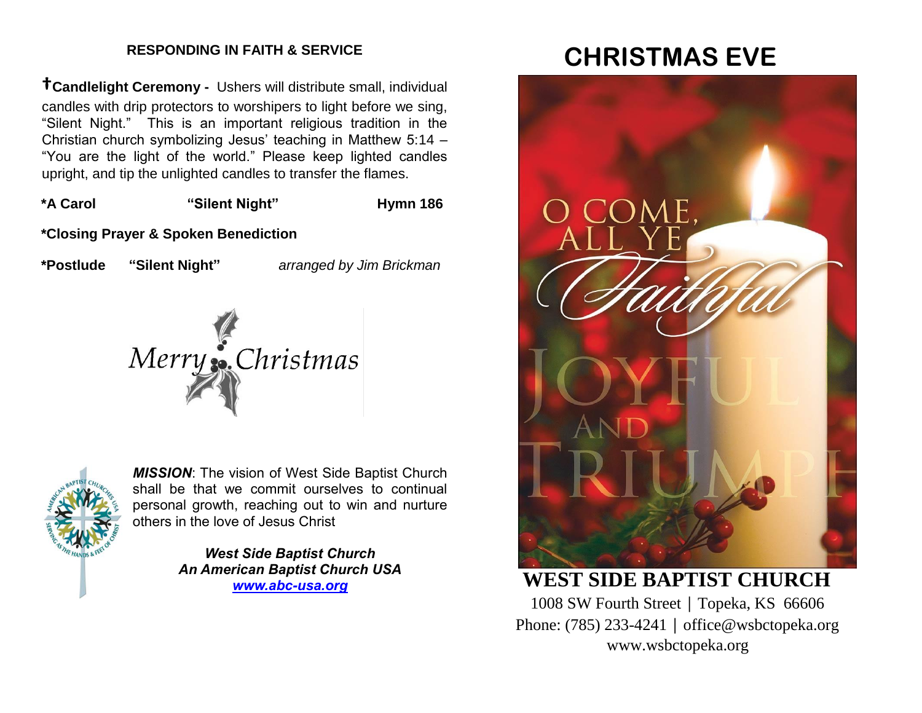## RESPONDING IN FAITH & SERVICE

**†Candlelight Ceremony -** Ushers will distribute small, individual candles with drip protectors to worshipers to light before we sing, "Silent Night." This is an important religious tradition in the Christian church symbolizing Jesus' teaching in Matthew 5:14 – "You are the light of the world." Please keep lighted candles upright, and tip the unlighted candles to transfer the flames.

**\*A Carol** **"Silent Night"** **Hymn 186**

**\*Closing Prayer & Spoken Benediction**

**\*Postlude** **"Silent Night"** *arranged by Jim Brickman*

Merry Christmas

***MISSION***: The vision of West Side Baptist Church shall be that we commit ourselves to continual personal growth, reaching out to win and nurture others in the love of Jesus Christ

***West Side Baptist Church***
***An American Baptist Church USA***
***www.abc-usa.org***

# CHRISTMAS EVE

O COME, ALL YE Faithful JOYFUL AND TRIUMPH

**WEST SIDE BAPTIST CHURCH**

1008 SW Fourth Street | Topeka, KS 66606
Phone: (785) 233-4241 | office@wsbctopeka.org
www.wsbctopeka.org